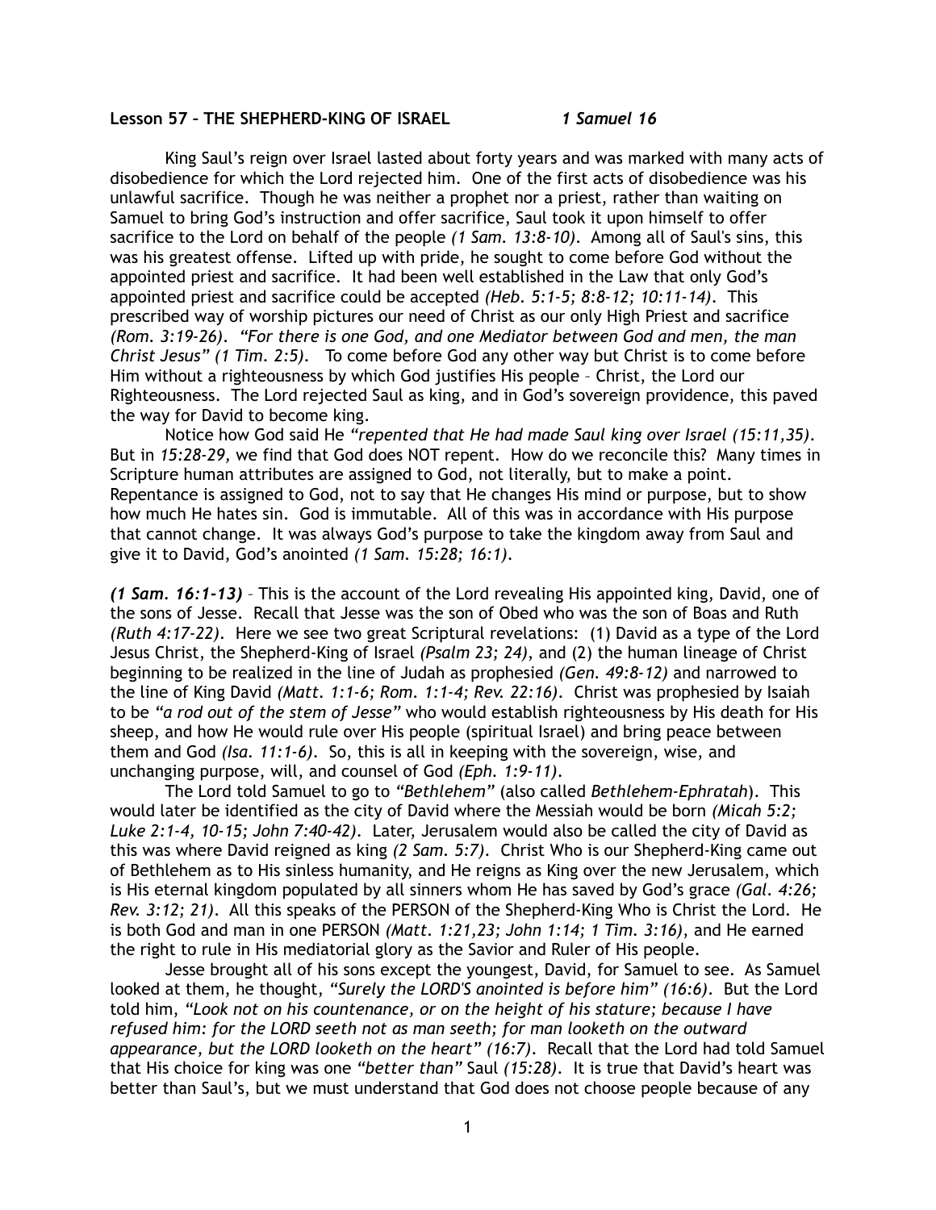**Lesson 57 – THE SHEPHERD-KING OF ISRAEL** ***1 Samuel 16***

King Saul's reign over Israel lasted about forty years and was marked with many acts of disobedience for which the Lord rejected him. One of the first acts of disobedience was his unlawful sacrifice. Though he was neither a prophet nor a priest, rather than waiting on Samuel to bring God's instruction and offer sacrifice, Saul took it upon himself to offer sacrifice to the Lord on behalf of the people *(1 Sam. 13:8-10)*. Among all of Saul's sins, this was his greatest offense. Lifted up with pride, he sought to come before God without the appointed priest and sacrifice. It had been well established in the Law that only God's appointed priest and sacrifice could be accepted *(Heb. 5:1-5; 8:8-12; 10:11-14)*. This prescribed way of worship pictures our need of Christ as our only High Priest and sacrifice *(Rom. 3:19-26)*. *"For there is one God, and one Mediator between God and men, the man Christ Jesus" (1 Tim. 2:5)*. To come before God any other way but Christ is to come before Him without a righteousness by which God justifies His people – Christ, the Lord our Righteousness. The Lord rejected Saul as king, and in God's sovereign providence, this paved the way for David to become king.

Notice how God said He *"repented that He had made Saul king over Israel (15:11,35)*. But in *15:28-29,* we find that God does NOT repent. How do we reconcile this? Many times in Scripture human attributes are assigned to God, not literally, but to make a point. Repentance is assigned to God, not to say that He changes His mind or purpose, but to show how much He hates sin. God is immutable. All of this was in accordance with His purpose that cannot change. It was always God's purpose to take the kingdom away from Saul and give it to David, God's anointed *(1 Sam. 15:28; 16:1)*.

***(1 Sam. 16:1-13)*** – This is the account of the Lord revealing His appointed king, David, one of the sons of Jesse. Recall that Jesse was the son of Obed who was the son of Boas and Ruth *(Ruth 4:17-22)*. Here we see two great Scriptural revelations: (1) David as a type of the Lord Jesus Christ, the Shepherd-King of Israel *(Psalm 23; 24)*, and (2) the human lineage of Christ beginning to be realized in the line of Judah as prophesied *(Gen. 49:8-12)* and narrowed to the line of King David *(Matt. 1:1-6; Rom. 1:1-4; Rev. 22:16)*. Christ was prophesied by Isaiah to be *"a rod out of the stem of Jesse"* who would establish righteousness by His death for His sheep, and how He would rule over His people (spiritual Israel) and bring peace between them and God *(Isa. 11:1-6)*. So, this is all in keeping with the sovereign, wise, and unchanging purpose, will, and counsel of God *(Eph. 1:9-11)*.

The Lord told Samuel to go to *"Bethlehem"* (also called *Bethlehem-Ephratah*). This would later be identified as the city of David where the Messiah would be born *(Micah 5:2; Luke 2:1-4, 10-15; John 7:40-42)*. Later, Jerusalem would also be called the city of David as this was where David reigned as king *(2 Sam. 5:7)*. Christ Who is our Shepherd-King came out of Bethlehem as to His sinless humanity, and He reigns as King over the new Jerusalem, which is His eternal kingdom populated by all sinners whom He has saved by God's grace *(Gal. 4:26; Rev. 3:12; 21)*. All this speaks of the PERSON of the Shepherd-King Who is Christ the Lord. He is both God and man in one PERSON *(Matt. 1:21,23; John 1:14; 1 Tim. 3:16)*, and He earned the right to rule in His mediatorial glory as the Savior and Ruler of His people.

Jesse brought all of his sons except the youngest, David, for Samuel to see. As Samuel looked at them, he thought, *"Surely the LORD'S anointed is before him" (16:6)*. But the Lord told him, *"Look not on his countenance, or on the height of his stature; because I have refused him: for the LORD seeth not as man seeth; for man looketh on the outward appearance, but the LORD looketh on the heart" (16:7)*. Recall that the Lord had told Samuel that His choice for king was one *"better than"* Saul *(15:28)*. It is true that David's heart was better than Saul's, but we must understand that God does not choose people because of any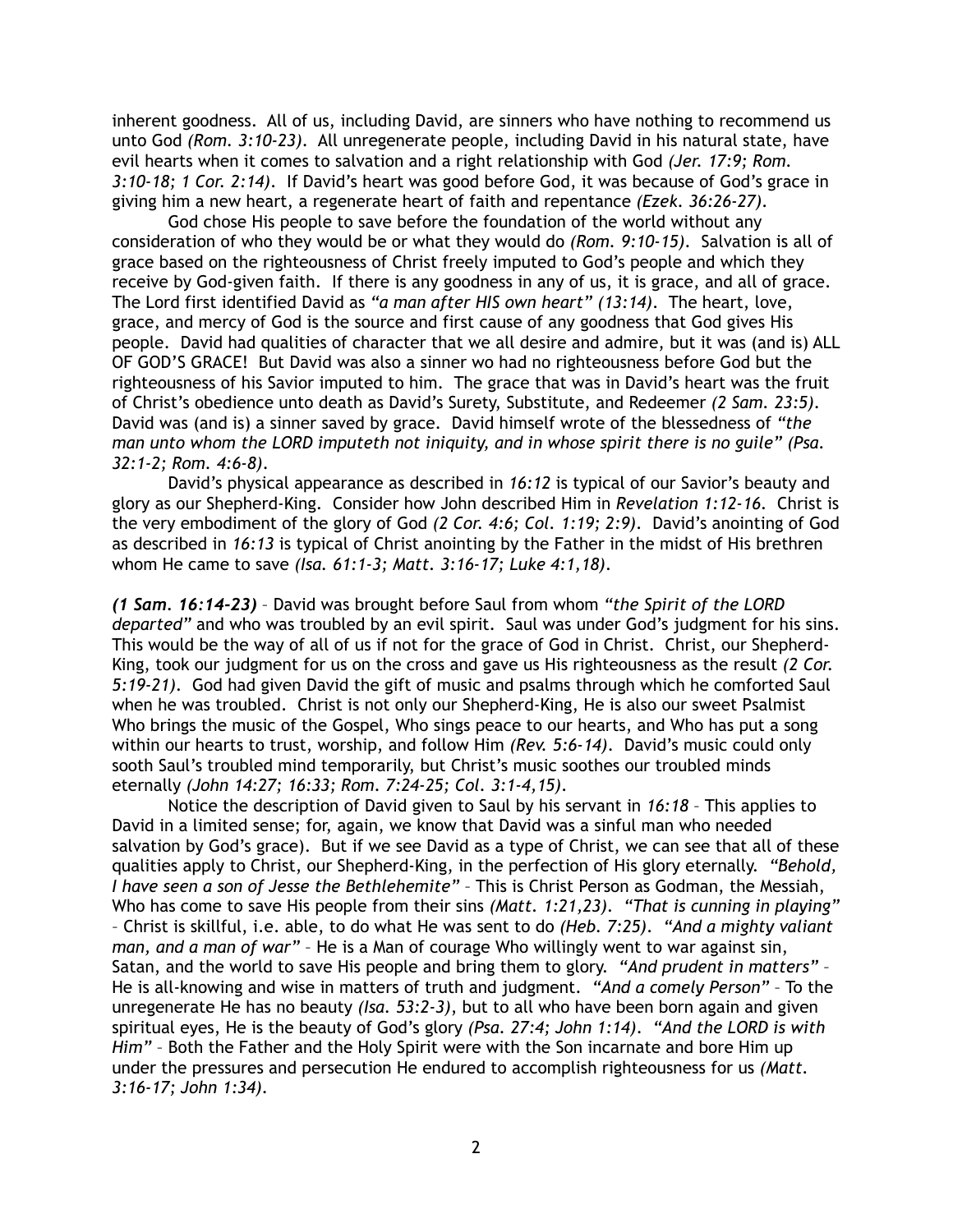inherent goodness. All of us, including David, are sinners who have nothing to recommend us unto God *(Rom. 3:10-23)*. All unregenerate people, including David in his natural state, have evil hearts when it comes to salvation and a right relationship with God *(Jer. 17:9; Rom. 3:10-18; 1 Cor. 2:14)*. If David's heart was good before God, it was because of God's grace in giving him a new heart, a regenerate heart of faith and repentance *(Ezek. 36:26-27)*.

God chose His people to save before the foundation of the world without any consideration of who they would be or what they would do *(Rom. 9:10-15)*. Salvation is all of grace based on the righteousness of Christ freely imputed to God's people and which they receive by God-given faith. If there is any goodness in any of us, it is grace, and all of grace. The Lord first identified David as *"a man after HIS own heart" (13:14)*. The heart, love, grace, and mercy of God is the source and first cause of any goodness that God gives His people. David had qualities of character that we all desire and admire, but it was (and is) ALL OF GOD'S GRACE! But David was also a sinner wo had no righteousness before God but the righteousness of his Savior imputed to him. The grace that was in David's heart was the fruit of Christ's obedience unto death as David's Surety, Substitute, and Redeemer *(2 Sam. 23:5)*. David was (and is) a sinner saved by grace. David himself wrote of the blessedness of *"the man unto whom the LORD imputeth not iniquity, and in whose spirit there is no guile" (Psa. 32:1-2; Rom. 4:6-8)*.

David's physical appearance as described in *16:12* is typical of our Savior's beauty and glory as our Shepherd-King. Consider how John described Him in *Revelation 1:12-16*. Christ is the very embodiment of the glory of God *(2 Cor. 4:6; Col. 1:19; 2:9)*. David's anointing of God as described in *16:13* is typical of Christ anointing by the Father in the midst of His brethren whom He came to save *(Isa. 61:1-3; Matt. 3:16-17; Luke 4:1,18)*.

***(1 Sam. 16:14-23)*** – David was brought before Saul from whom *"the Spirit of the LORD departed"* and who was troubled by an evil spirit. Saul was under God's judgment for his sins. This would be the way of all of us if not for the grace of God in Christ. Christ, our Shepherd-King, took our judgment for us on the cross and gave us His righteousness as the result *(2 Cor. 5:19-21)*. God had given David the gift of music and psalms through which he comforted Saul when he was troubled. Christ is not only our Shepherd-King, He is also our sweet Psalmist Who brings the music of the Gospel, Who sings peace to our hearts, and Who has put a song within our hearts to trust, worship, and follow Him *(Rev. 5:6-14)*. David's music could only sooth Saul's troubled mind temporarily, but Christ's music soothes our troubled minds eternally *(John 14:27; 16:33; Rom. 7:24-25; Col. 3:1-4,15)*.

Notice the description of David given to Saul by his servant in *16:18* – This applies to David in a limited sense; for, again, we know that David was a sinful man who needed salvation by God's grace). But if we see David as a type of Christ, we can see that all of these qualities apply to Christ, our Shepherd-King, in the perfection of His glory eternally. *"Behold, I have seen a son of Jesse the Bethlehemite"* – This is Christ Person as Godman, the Messiah, Who has come to save His people from their sins *(Matt. 1:21,23)*. *"That is cunning in playing"* – Christ is skillful, i.e. able, to do what He was sent to do *(Heb. 7:25)*. *"And a mighty valiant man, and a man of war"* – He is a Man of courage Who willingly went to war against sin, Satan, and the world to save His people and bring them to glory. *"And prudent in matters"* – He is all-knowing and wise in matters of truth and judgment. *"And a comely Person"* – To the unregenerate He has no beauty *(Isa. 53:2-3)*, but to all who have been born again and given spiritual eyes, He is the beauty of God's glory *(Psa. 27:4; John 1:14)*. *"And the LORD is with Him"* – Both the Father and the Holy Spirit were with the Son incarnate and bore Him up under the pressures and persecution He endured to accomplish righteousness for us *(Matt. 3:16-17; John 1:34)*.